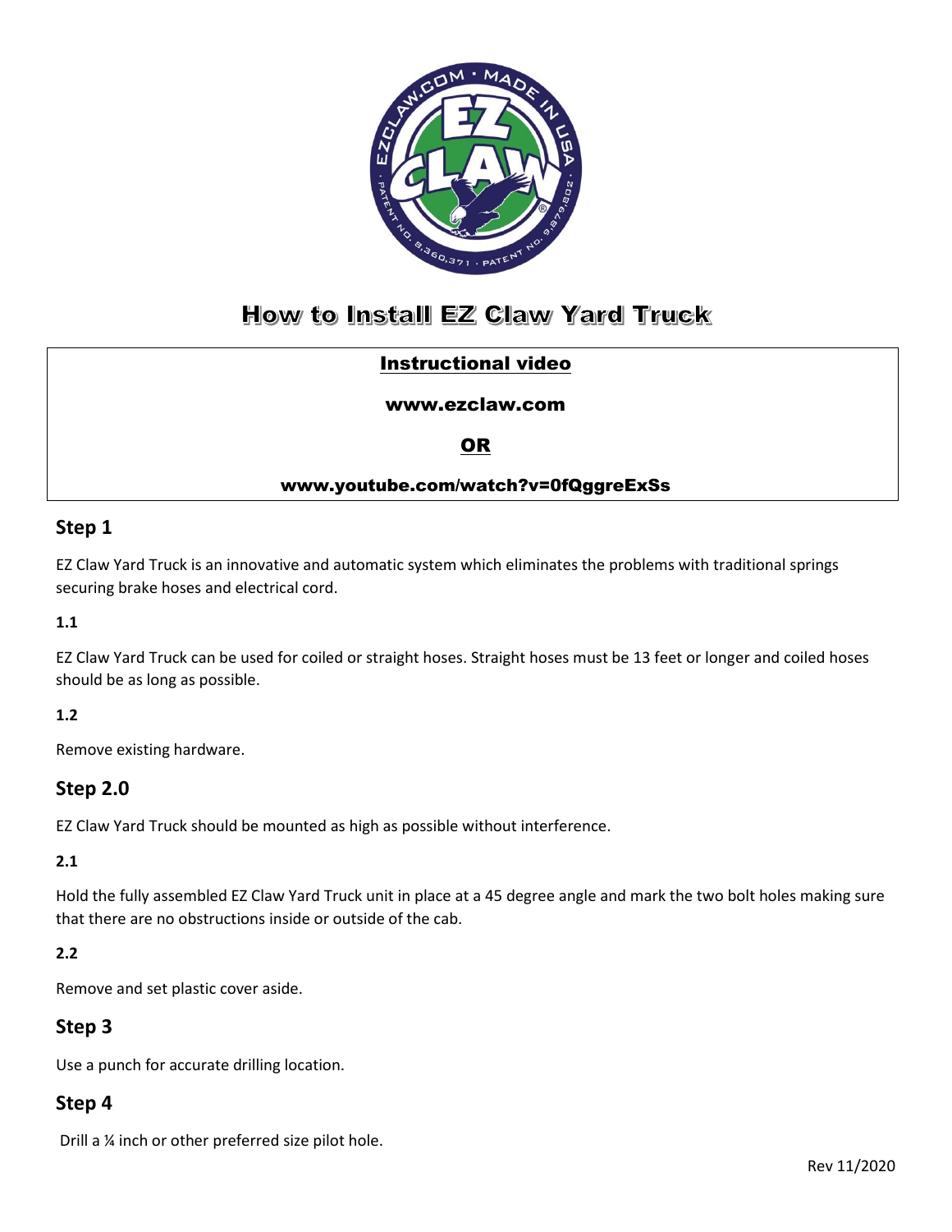# How to Install EZ Claw Yard Truck

**Instructional video**

**www.ezclaw.com**

**OR**

**www.youtube.com/watch?v=0fQggreExSs**

## Step 1

EZ Claw Yard Truck is an innovative and automatic system which eliminates the problems with traditional springs securing brake hoses and electrical cord.

**1.1**

EZ Claw Yard Truck can be used for coiled or straight hoses. Straight hoses must be 13 feet or longer and coiled hoses should be as long as possible.

**1.2**

Remove existing hardware.

## Step 2.0

EZ Claw Yard Truck should be mounted as high as possible without interference.

**2.1**

Hold the fully assembled EZ Claw Yard Truck unit in place at a 45 degree angle and mark the two bolt holes making sure that there are no obstructions inside or outside of the cab.

**2.2**

Remove and set plastic cover aside.

## Step 3

Use a punch for accurate drilling location.

## Step 4

Drill a ¼ inch or other preferred size pilot hole.

Rev 11/2020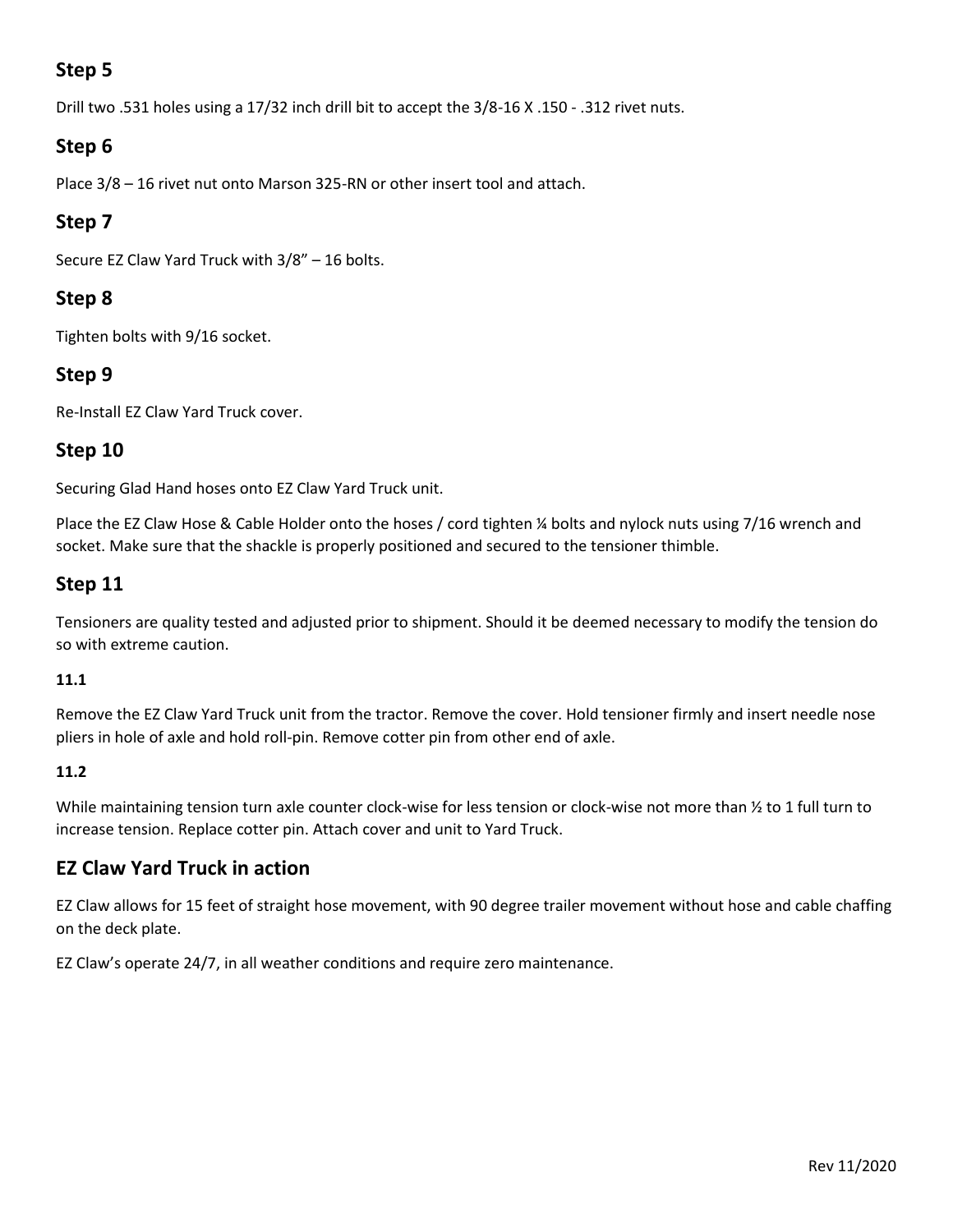## Step 5

Drill two .531 holes using a 17/32 inch drill bit to accept the 3/8-16 X .150 - .312 rivet nuts.

## Step 6

Place 3/8 – 16 rivet nut onto Marson 325-RN or other insert tool and attach.

## Step 7

Secure EZ Claw Yard Truck with 3/8" – 16 bolts.

## Step 8

Tighten bolts with 9/16 socket.

## Step 9

Re-Install EZ Claw Yard Truck cover.

## Step 10

Securing Glad Hand hoses onto EZ Claw Yard Truck unit.

Place the EZ Claw Hose & Cable Holder onto the hoses / cord tighten ¼ bolts and nylock nuts using 7/16 wrench and socket. Make sure that the shackle is properly positioned and secured to the tensioner thimble.

## Step 11

Tensioners are quality tested and adjusted prior to shipment. Should it be deemed necessary to modify the tension do so with extreme caution.

#### 11.1

Remove the EZ Claw Yard Truck unit from the tractor. Remove the cover. Hold tensioner firmly and insert needle nose pliers in hole of axle and hold roll-pin. Remove cotter pin from other end of axle.

#### 11.2

While maintaining tension turn axle counter clock-wise for less tension or clock-wise not more than ½ to 1 full turn to increase tension. Replace cotter pin. Attach cover and unit to Yard Truck.

## EZ Claw Yard Truck in action

EZ Claw allows for 15 feet of straight hose movement, with 90 degree trailer movement without hose and cable chaffing on the deck plate.

EZ Claw's operate 24/7, in all weather conditions and require zero maintenance.

Rev 11/2020